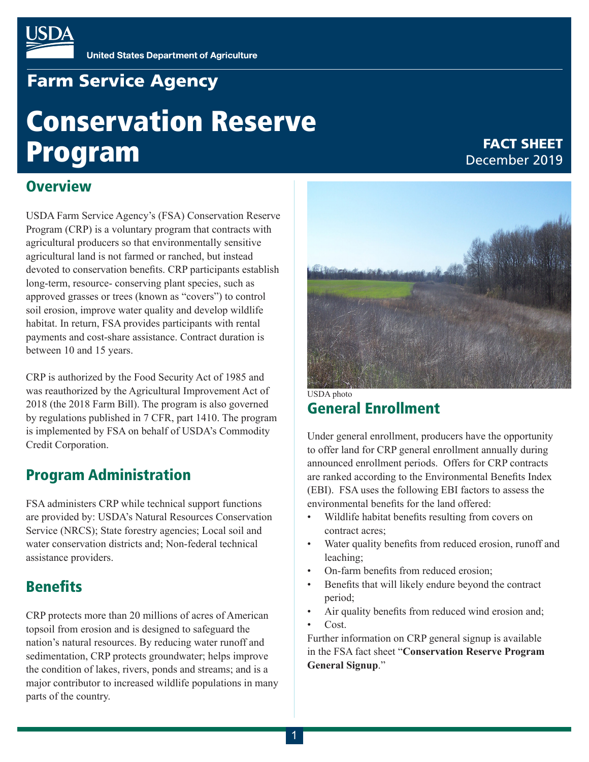United States Department of Agriculture

Farm Service Agency

# Conservation Reserve Program

**FACT SHEET**
December 2019

## Overview

USDA Farm Service Agency's (FSA) Conservation Reserve Program (CRP) is a voluntary program that contracts with agricultural producers so that environmentally sensitive agricultural land is not farmed or ranched, but instead devoted to conservation benefits. CRP participants establish long-term, resource- conserving plant species, such as approved grasses or trees (known as "covers") to control soil erosion, improve water quality and develop wildlife habitat. In return, FSA provides participants with rental payments and cost-share assistance. Contract duration is between 10 and 15 years.

CRP is authorized by the Food Security Act of 1985 and was reauthorized by the Agricultural Improvement Act of 2018 (the 2018 Farm Bill). The program is also governed by regulations published in 7 CFR, part 1410. The program is implemented by FSA on behalf of USDA's Commodity Credit Corporation.

## Program Administration

FSA administers CRP while technical support functions are provided by: USDA's Natural Resources Conservation Service (NRCS); State forestry agencies; Local soil and water conservation districts and; Non-federal technical assistance providers.

## Benefits

CRP protects more than 20 millions of acres of American topsoil from erosion and is designed to safeguard the nation's natural resources. By reducing water runoff and sedimentation, CRP protects groundwater; helps improve the condition of lakes, rivers, ponds and streams; and is a major contributor to increased wildlife populations in many parts of the country.

USDA photo

## General Enrollment

Under general enrollment, producers have the opportunity to offer land for CRP general enrollment annually during announced enrollment periods. Offers for CRP contracts are ranked according to the Environmental Benefits Index (EBI). FSA uses the following EBI factors to assess the environmental benefits for the land offered:

- Wildlife habitat benefits resulting from covers on contract acres;
- Water quality benefits from reduced erosion, runoff and leaching;
- On-farm benefits from reduced erosion;
- Benefits that will likely endure beyond the contract period;
- Air quality benefits from reduced wind erosion and;
- Cost.

Further information on CRP general signup is available in the FSA fact sheet "**Conservation Reserve Program General Signup**."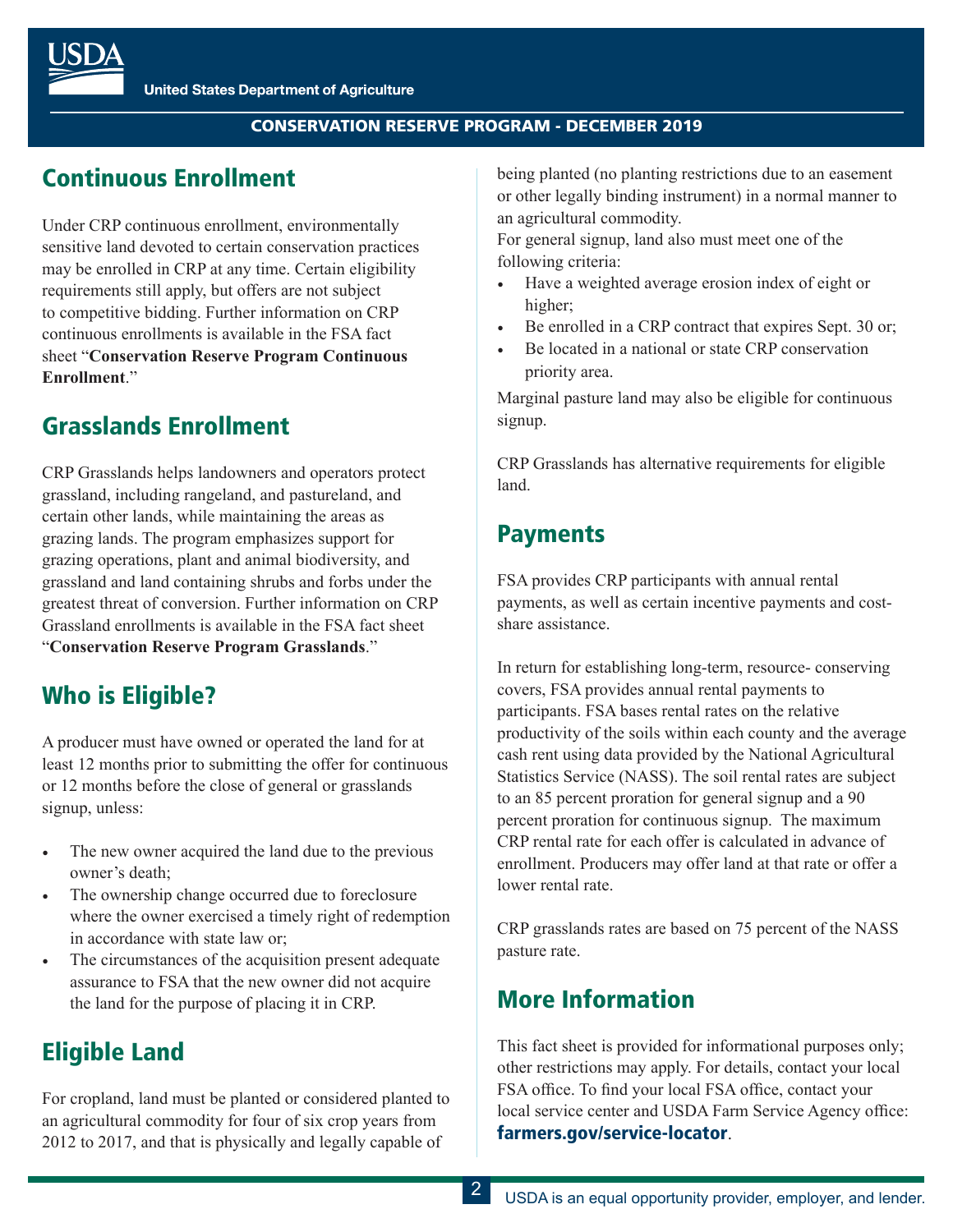## Continuous Enrollment

Under CRP continuous enrollment, environmentally sensitive land devoted to certain conservation practices may be enrolled in CRP at any time. Certain eligibility requirements still apply, but offers are not subject to competitive bidding. Further information on CRP continuous enrollments is available in the FSA fact sheet "**Conservation Reserve Program Continuous Enrollment**."

## Grasslands Enrollment

CRP Grasslands helps landowners and operators protect grassland, including rangeland, and pastureland, and certain other lands, while maintaining the areas as grazing lands. The program emphasizes support for grazing operations, plant and animal biodiversity, and grassland and land containing shrubs and forbs under the greatest threat of conversion. Further information on CRP Grassland enrollments is available in the FSA fact sheet "**Conservation Reserve Program Grasslands**."

## Who is Eligible?

A producer must have owned or operated the land for at least 12 months prior to submitting the offer for continuous or 12 months before the close of general or grasslands signup, unless:

- The new owner acquired the land due to the previous owner's death;
- The ownership change occurred due to foreclosure where the owner exercised a timely right of redemption in accordance with state law or;
- The circumstances of the acquisition present adequate assurance to FSA that the new owner did not acquire the land for the purpose of placing it in CRP.

## Eligible Land

For cropland, land must be planted or considered planted to an agricultural commodity for four of six crop years from 2012 to 2017, and that is physically and legally capable of being planted (no planting restrictions due to an easement or other legally binding instrument) in a normal manner to an agricultural commodity.

For general signup, land also must meet one of the following criteria:

- Have a weighted average erosion index of eight or higher;
- Be enrolled in a CRP contract that expires Sept. 30 or;
- Be located in a national or state CRP conservation priority area.

Marginal pasture land may also be eligible for continuous signup.

CRP Grasslands has alternative requirements for eligible land.

## Payments

FSA provides CRP participants with annual rental payments, as well as certain incentive payments and cost-share assistance.

In return for establishing long-term, resource- conserving covers, FSA provides annual rental payments to participants. FSA bases rental rates on the relative productivity of the soils within each county and the average cash rent using data provided by the National Agricultural Statistics Service (NASS). The soil rental rates are subject to an 85 percent proration for general signup and a 90 percent proration for continuous signup. The maximum CRP rental rate for each offer is calculated in advance of enrollment. Producers may offer land at that rate or offer a lower rental rate.

CRP grasslands rates are based on 75 percent of the NASS pasture rate.

## More Information

This fact sheet is provided for informational purposes only; other restrictions may apply. For details, contact your local FSA office. To find your local FSA office, contact your local service center and USDA Farm Service Agency office: **farmers.gov/service-locator**.